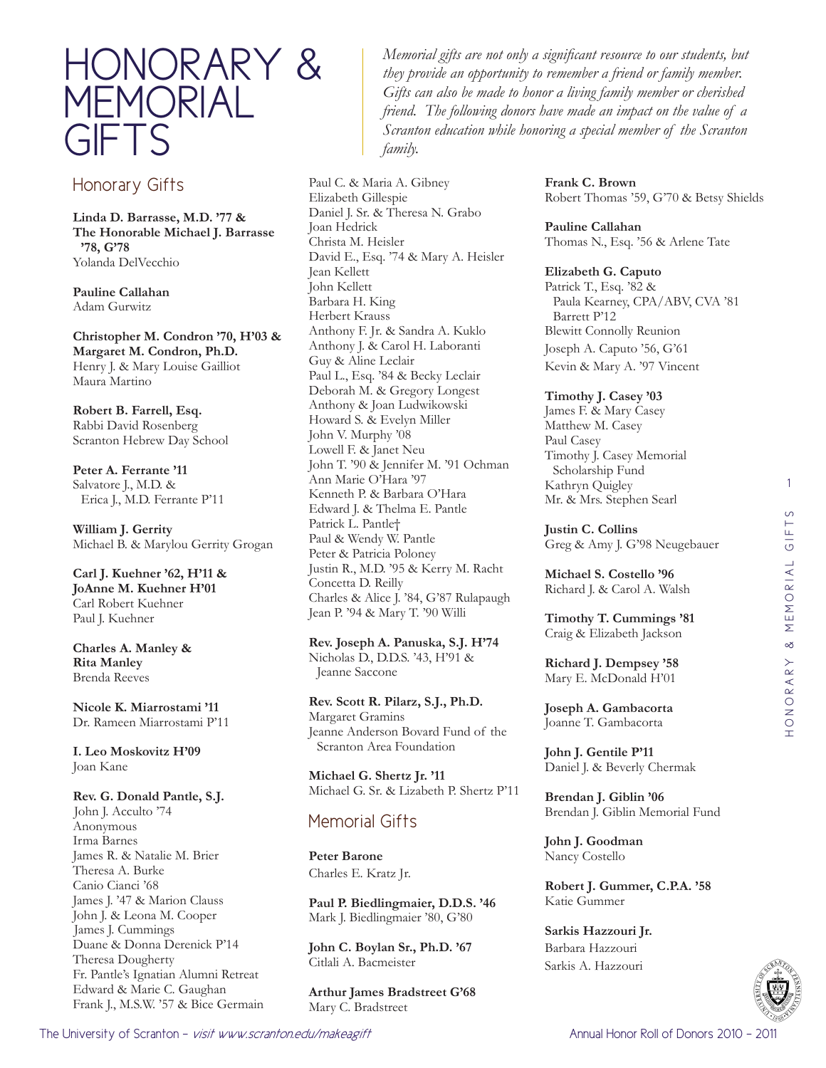# HONORARY & MEMORIAL GIFTS

*Memorial gifts are not only a significant resource to our students, but they provide an opportunity to remember a friend or family member. Gifts can also be made to honor a living family member or cherished friend. The following donors have made an impact on the value of a Scranton education while honoring a special member of the Scranton family.*

## Honorary Gifts

**Linda D. Barrasse, M.D. '77 & The Honorable Michael J. Barrasse '78, G'78**
Yolanda DelVecchio

**Pauline Callahan**
Adam Gurwitz

**Christopher M. Condron '70, H'03 & Margaret M. Condron, Ph.D.**
Henry J. & Mary Louise Gailliot
Maura Martino

**Robert B. Farrell, Esq.**
Rabbi David Rosenberg
Scranton Hebrew Day School

**Peter A. Ferrante '11**
Salvatore J., M.D. & Erica J., M.D. Ferrante P'11

**William J. Gerrity**
Michael B. & Marylou Gerrity Grogan

**Carl J. Kuehner '62, H'11 & JoAnne M. Kuehner H'01**
Carl Robert Kuehner
Paul J. Kuehner

**Charles A. Manley & Rita Manley**
Brenda Reeves

**Nicole K. Miarrostami '11**
Dr. Rameen Miarrostami P'11

**I. Leo Moskovitz H'09**
Joan Kane

**Rev. G. Donald Pantle, S.J.**
John J. Acculto '74
Anonymous
Irma Barnes
James R. & Natalie M. Brier
Theresa A. Burke
Canio Cianci '68
James J. '47 & Marion Clauss
John J. & Leona M. Cooper
James J. Cummings
Duane & Donna Derenick P'14
Theresa Dougherty
Fr. Pantle's Ignatian Alumni Retreat
Edward & Marie C. Gaughan
Frank J., M.S.W. '57 & Bice Germain
Paul C. & Maria A. Gibney
Elizabeth Gillespie
Daniel J. Sr. & Theresa N. Grabo
Joan Hedrick
Christa M. Heisler
David E., Esq. '74 & Mary A. Heisler
Jean Kellett
John Kellett
Barbara H. King
Herbert Krauss
Anthony F. Jr. & Sandra A. Kuklo
Anthony J. & Carol H. Laboranti
Guy & Aline Leclair
Paul L., Esq. '84 & Becky Leclair
Deborah M. & Gregory Longest
Anthony & Joan Ludwikowski
Howard S. & Evelyn Miller
John V. Murphy '08
Lowell F. & Janet Neu
John T. '90 & Jennifer M. '91 Ochman
Ann Marie O'Hara '97
Kenneth P. & Barbara O'Hara
Edward J. & Thelma E. Pantle
Patrick L. Pantle†
Paul & Wendy W. Pantle
Peter & Patricia Poloney
Justin R., M.D. '95 & Kerry M. Racht
Concetta D. Reilly
Charles & Alice J. '84, G'87 Rulapaugh
Jean P. '94 & Mary T. '90 Willi

**Rev. Joseph A. Panuska, S.J. H'74**
Nicholas D., D.D.S. '43, H'91 & Jeanne Saccone

**Rev. Scott R. Pilarz, S.J., Ph.D.**
Margaret Gramins
Jeanne Anderson Bovard Fund of the Scranton Area Foundation

**Michael G. Shertz Jr. '11**
Michael G. Sr. & Lizabeth P. Shertz P'11

## Memorial Gifts

**Peter Barone**
Charles E. Kratz Jr.

**Paul P. Biedlingmaier, D.D.S. '46**
Mark J. Biedlingmaier '80, G'80

**John C. Boylan Sr., Ph.D. '67**
Citlali A. Bacmeister

**Arthur James Bradstreet G'68**
Mary C. Bradstreet

**Frank C. Brown**
Robert Thomas '59, G'70 & Betsy Shields

**Pauline Callahan**
Thomas N., Esq. '56 & Arlene Tate

**Elizabeth G. Caputo**
Patrick T., Esq. '82 & Paula Kearney, CPA/ABV, CVA '81 Barrett P'12
Blewitt Connolly Reunion
Joseph A. Caputo '56, G'61
Kevin & Mary A. '97 Vincent

**Timothy J. Casey '03**
James F. & Mary Casey
Matthew M. Casey
Paul Casey
Timothy J. Casey Memorial Scholarship Fund
Kathryn Quigley
Mr. & Mrs. Stephen Searl

**Justin C. Collins**
Greg & Amy J. G'98 Neugebauer

**Michael S. Costello '96**
Richard J. & Carol A. Walsh

**Timothy T. Cummings '81**
Craig & Elizabeth Jackson

**Richard J. Dempsey '58**
Mary E. McDonald H'01

**Joseph A. Gambacorta**
Joanne T. Gambacorta

**John J. Gentile P'11**
Daniel J. & Beverly Chermak

**Brendan J. Giblin '06**
Brendan J. Giblin Memorial Fund

**John J. Goodman**
Nancy Costello

**Robert J. Gummer, C.P.A. '58**
Katie Gummer

**Sarkis Hazzouri Jr.**
Barbara Hazzouri
Sarkis A. Hazzouri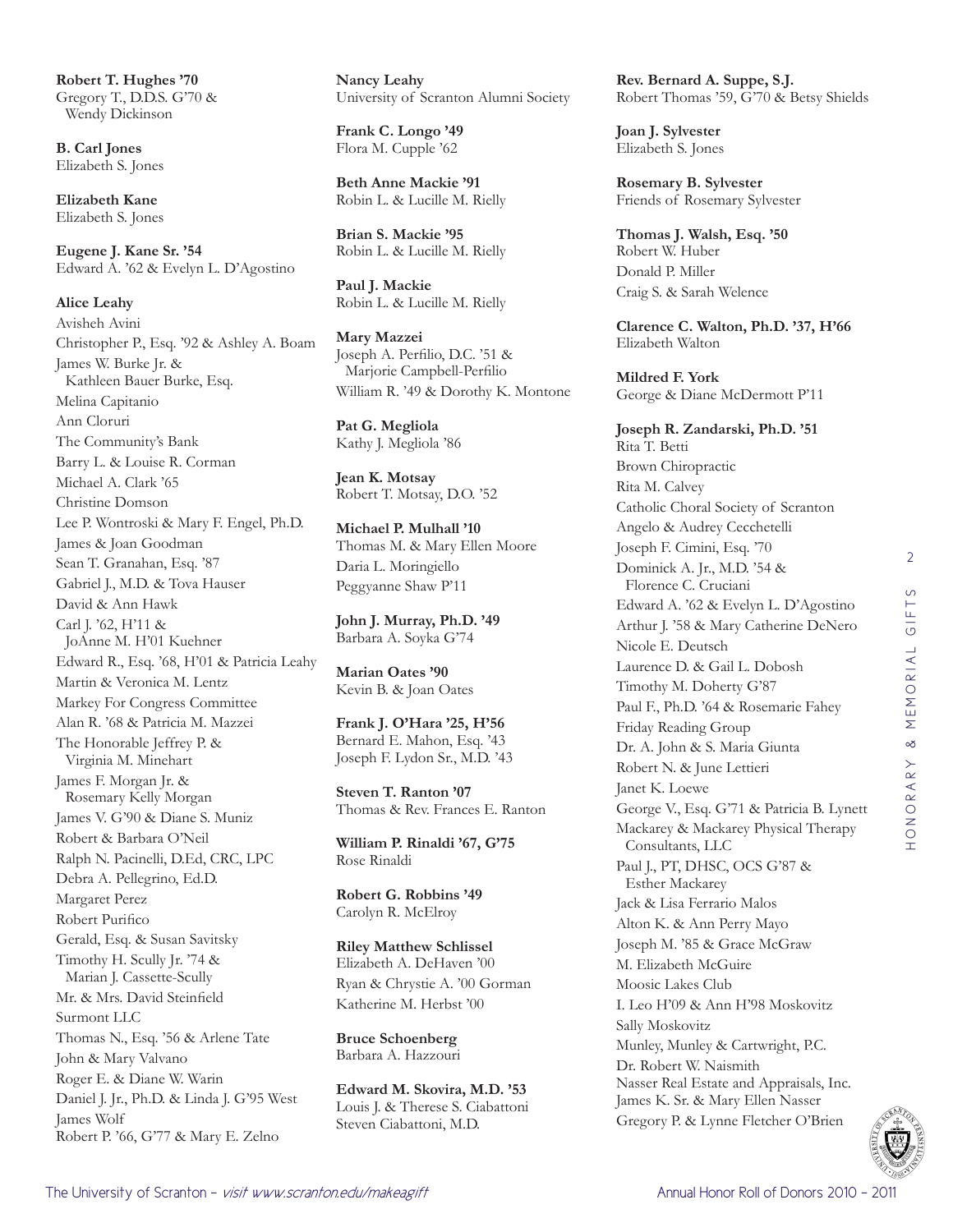**Robert T. Hughes '70**
Gregory T., D.D.S. G'70 & Wendy Dickinson

**B. Carl Jones**
Elizabeth S. Jones

**Elizabeth Kane**
Elizabeth S. Jones

**Eugene J. Kane Sr. '54**
Edward A. '62 & Evelyn L. D'Agostino

**Alice Leahy**
Avisheh Avini
Christopher P., Esq. '92 & Ashley A. Boam
James W. Burke Jr. & Kathleen Bauer Burke, Esq.
Melina Capitanio
Ann Cloruri
The Community's Bank
Barry L. & Louise R. Corman
Michael A. Clark '65
Christine Domson
Lee P. Wontroski & Mary F. Engel, Ph.D.
James & Joan Goodman
Sean T. Granahan, Esq. '87
Gabriel J., M.D. & Tova Hauser
David & Ann Hawk
Carl J. '62, H'11 & JoAnne M. H'01 Kuehner
Edward R., Esq. '68, H'01 & Patricia Leahy
Martin & Veronica M. Lentz
Markey For Congress Committee
Alan R. '68 & Patricia M. Mazzei
The Honorable Jeffrey P. & Virginia M. Minehart
James F. Morgan Jr. & Rosemary Kelly Morgan
James V. G'90 & Diane S. Muniz
Robert & Barbara O'Neil
Ralph N. Pacinelli, D.Ed, CRC, LPC
Debra A. Pellegrino, Ed.D.
Margaret Perez
Robert Purifico
Gerald, Esq. & Susan Savitsky
Timothy H. Scully Jr. '74 & Marian J. Cassette-Scully
Mr. & Mrs. David Steinfield
Surmont LLC
Thomas N., Esq. '56 & Arlene Tate
John & Mary Valvano
Roger E. & Diane W. Warin
Daniel J. Jr., Ph.D. & Linda J. G'95 West
James Wolf
Robert P. '66, G'77 & Mary E. Zelno

**Nancy Leahy**
University of Scranton Alumni Society

**Frank C. Longo '49**
Flora M. Cupple '62

**Beth Anne Mackie '91**
Robin L. & Lucille M. Rielly

**Brian S. Mackie '95**
Robin L. & Lucille M. Rielly

**Paul J. Mackie**
Robin L. & Lucille M. Rielly

**Mary Mazzei**
Joseph A. Perfilio, D.C. '51 & Marjorie Campbell-Perfilio
William R. '49 & Dorothy K. Montone

**Pat G. Megliola**
Kathy J. Megliola '86

**Jean K. Motsay**
Robert T. Motsay, D.O. '52

**Michael P. Mulhall '10**
Thomas M. & Mary Ellen Moore
Daria L. Moringiello
Peggyanne Shaw P'11

**John J. Murray, Ph.D. '49**
Barbara A. Soyka G'74

**Marian Oates '90**
Kevin B. & Joan Oates

**Frank J. O'Hara '25, H'56**
Bernard E. Mahon, Esq. '43
Joseph F. Lydon Sr., M.D. '43

**Steven T. Ranton '07**
Thomas & Rev. Frances E. Ranton

**William P. Rinaldi '67, G'75**
Rose Rinaldi

**Robert G. Robbins '49**
Carolyn R. McElroy

**Riley Matthew Schlissel**
Elizabeth A. DeHaven '00
Ryan & Chrystie A. '00 Gorman
Katherine M. Herbst '00

**Bruce Schoenberg**
Barbara A. Hazzouri

**Edward M. Skovira, M.D. '53**
Louis J. & Therese S. Ciabattoni
Steven Ciabattoni, M.D.

**Rev. Bernard A. Suppe, S.J.**
Robert Thomas '59, G'70 & Betsy Shields

**Joan J. Sylvester**
Elizabeth S. Jones

**Rosemary B. Sylvester**
Friends of Rosemary Sylvester

**Thomas J. Walsh, Esq. '50**
Robert W. Huber
Donald P. Miller
Craig S. & Sarah Welence

**Clarence C. Walton, Ph.D. '37, H'66**
Elizabeth Walton

**Mildred F. York**
George & Diane McDermott P'11

**Joseph R. Zandarski, Ph.D. '51**
Rita T. Betti
Brown Chiropractic
Rita M. Calvey
Catholic Choral Society of Scranton
Angelo & Audrey Cecchetelli
Joseph F. Cimini, Esq. '70
Dominick A. Jr., M.D. '54 & Florence C. Cruciani
Edward A. '62 & Evelyn L. D'Agostino
Arthur J. '58 & Mary Catherine DeNero
Nicole E. Deutsch
Laurence D. & Gail L. Dobosh
Timothy M. Doherty G'87
Paul F., Ph.D. '64 & Rosemarie Fahey
Friday Reading Group
Dr. A. John & S. Maria Giunta
Robert N. & June Lettieri
Janet K. Loewe
George V., Esq. G'71 & Patricia B. Lynett
Mackarey & Mackarey Physical Therapy Consultants, LLC
Paul J., PT, DHSC, OCS G'87 & Esther Mackarey
Jack & Lisa Ferrario Malos
Alton K. & Ann Perry Mayo
Joseph M. '85 & Grace McGraw
M. Elizabeth McGuire
Moosic Lakes Club
I. Leo H'09 & Ann H'98 Moskovitz
Sally Moskovitz
Munley, Munley & Cartwright, P.C.
Dr. Robert W. Naismith
Nasser Real Estate and Appraisals, Inc.
James K. Sr. & Mary Ellen Nasser
Gregory P. & Lynne Fletcher O'Brien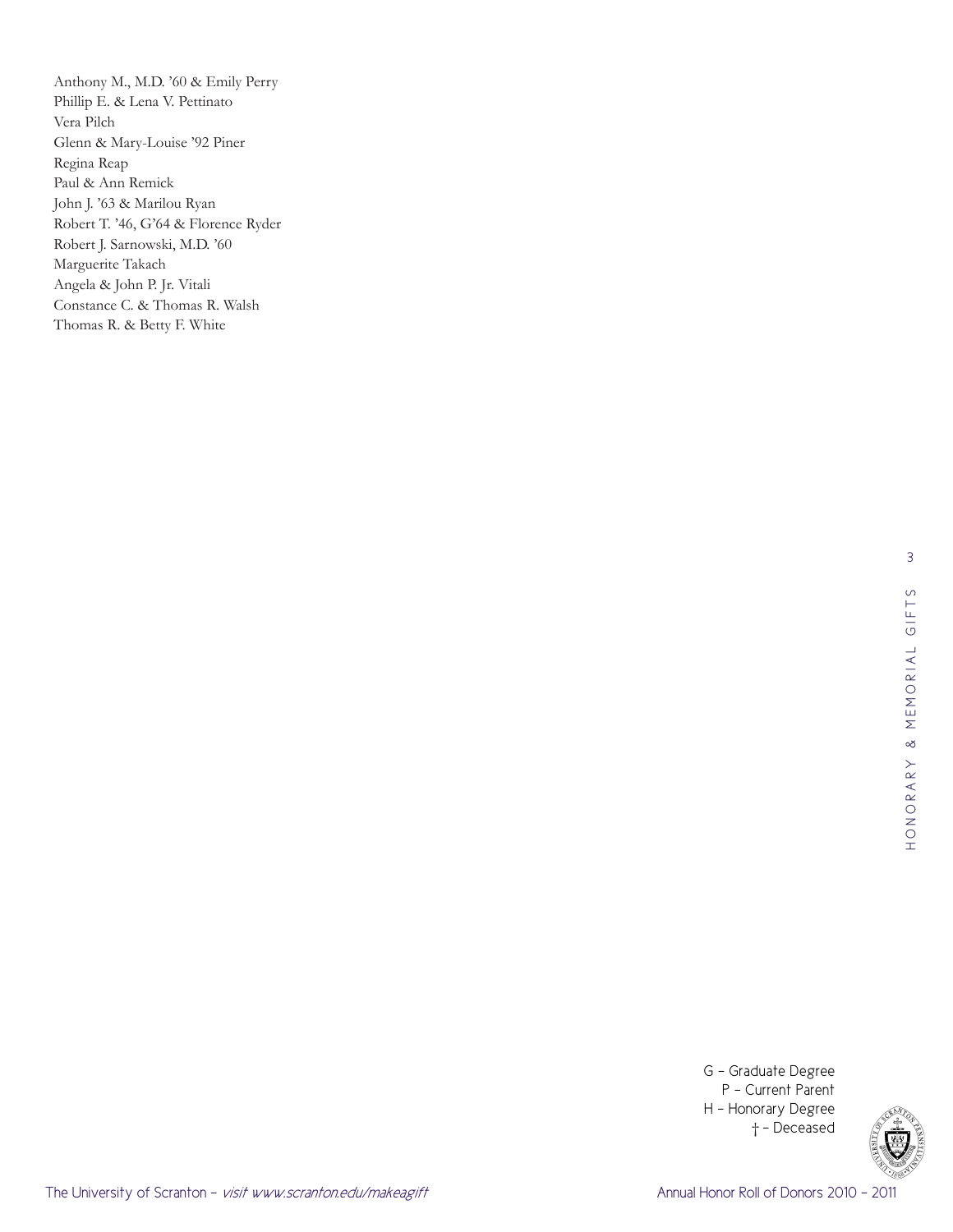Anthony M., M.D. ’60 & Emily Perry
Phillip E. & Lena V. Pettinato
Vera Pilch
Glenn & Mary-Louise ’92 Piner
Regina Reap
Paul & Ann Remick
John J. ’63 & Marilou Ryan
Robert T. ’46, G’64 & Florence Ryder
Robert J. Sarnowski, M.D. ’60
Marguerite Takach
Angela & John P. Jr. Vitali
Constance C. & Thomas R. Walsh
Thomas R. & Betty F. White

G – Graduate Degree
P – Current Parent
H – Honorary Degree
† – Deceased